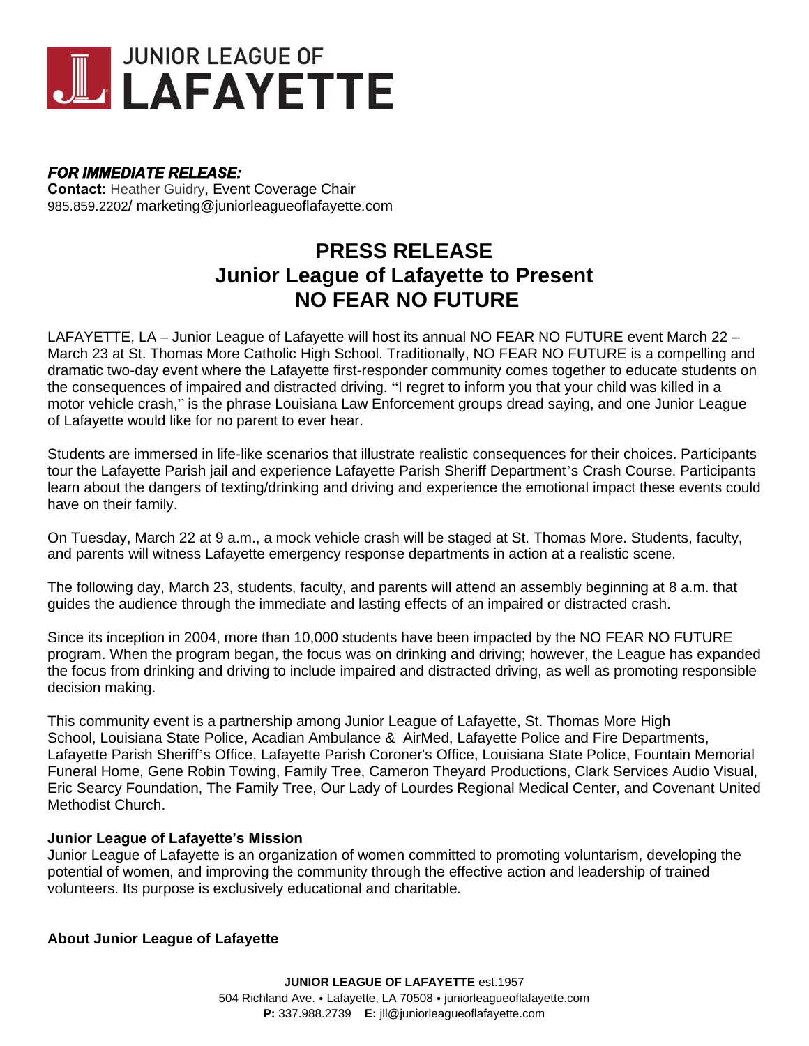# JUNIOR LEAGUE OF LAFAYETTE

***FOR IMMEDIATE RELEASE:***
**Contact:** Heather Guidry, Event Coverage Chair
985.859.2202/ marketing@juniorleagueoflafayette.com

## PRESS RELEASE
## Junior League of Lafayette to Present
## NO FEAR NO FUTURE

LAFAYETTE, LA – Junior League of Lafayette will host its annual NO FEAR NO FUTURE event March 22 – March 23 at St. Thomas More Catholic High School. Traditionally, NO FEAR NO FUTURE is a compelling and dramatic two-day event where the Lafayette first-responder community comes together to educate students on the consequences of impaired and distracted driving. "I regret to inform you that your child was killed in a motor vehicle crash," is the phrase Louisiana Law Enforcement groups dread saying, and one Junior League of Lafayette would like for no parent to ever hear.

Students are immersed in life-like scenarios that illustrate realistic consequences for their choices. Participants tour the Lafayette Parish jail and experience Lafayette Parish Sheriff Department's Crash Course. Participants learn about the dangers of texting/drinking and driving and experience the emotional impact these events could have on their family.

On Tuesday, March 22 at 9 a.m., a mock vehicle crash will be staged at St. Thomas More. Students, faculty, and parents will witness Lafayette emergency response departments in action at a realistic scene.

The following day, March 23, students, faculty, and parents will attend an assembly beginning at 8 a.m. that guides the audience through the immediate and lasting effects of an impaired or distracted crash.

Since its inception in 2004, more than 10,000 students have been impacted by the NO FEAR NO FUTURE program. When the program began, the focus was on drinking and driving; however, the League has expanded the focus from drinking and driving to include impaired and distracted driving, as well as promoting responsible decision making.

This community event is a partnership among Junior League of Lafayette, St. Thomas More High School, Louisiana State Police, Acadian Ambulance & AirMed, Lafayette Police and Fire Departments, Lafayette Parish Sheriff's Office, Lafayette Parish Coroner's Office, Louisiana State Police, Fountain Memorial Funeral Home, Gene Robin Towing, Family Tree, Cameron Theyard Productions, Clark Services Audio Visual, Eric Searcy Foundation, The Family Tree, Our Lady of Lourdes Regional Medical Center, and Covenant United Methodist Church.

**Junior League of Lafayette's Mission**
Junior League of Lafayette is an organization of women committed to promoting voluntarism, developing the potential of women, and improving the community through the effective action and leadership of trained volunteers. Its purpose is exclusively educational and charitable.

**About Junior League of Lafayette**

**JUNIOR LEAGUE OF LAFAYETTE** est.1957
504 Richland Ave. • Lafayette, LA 70508 • juniorleagueoflafayette.com
**P:** 337.988.2739 **E:** jll@juniorleagueoflafayette.com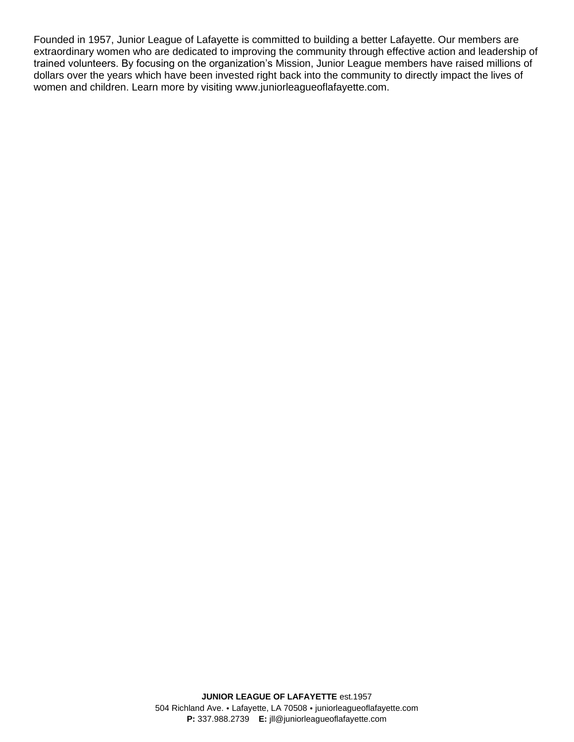Founded in 1957, Junior League of Lafayette is committed to building a better Lafayette. Our members are extraordinary women who are dedicated to improving the community through effective action and leadership of trained volunteers. By focusing on the organization's Mission, Junior League members have raised millions of dollars over the years which have been invested right back into the community to directly impact the lives of women and children. Learn more by visiting www.juniorleagueoflafayette.com.

**JUNIOR LEAGUE OF LAFAYETTE** est.1957
504 Richland Ave. • Lafayette, LA 70508 • juniorleagueoflafayette.com
**P:** 337.988.2739 **E:** jll@juniorleagueoflafayette.com